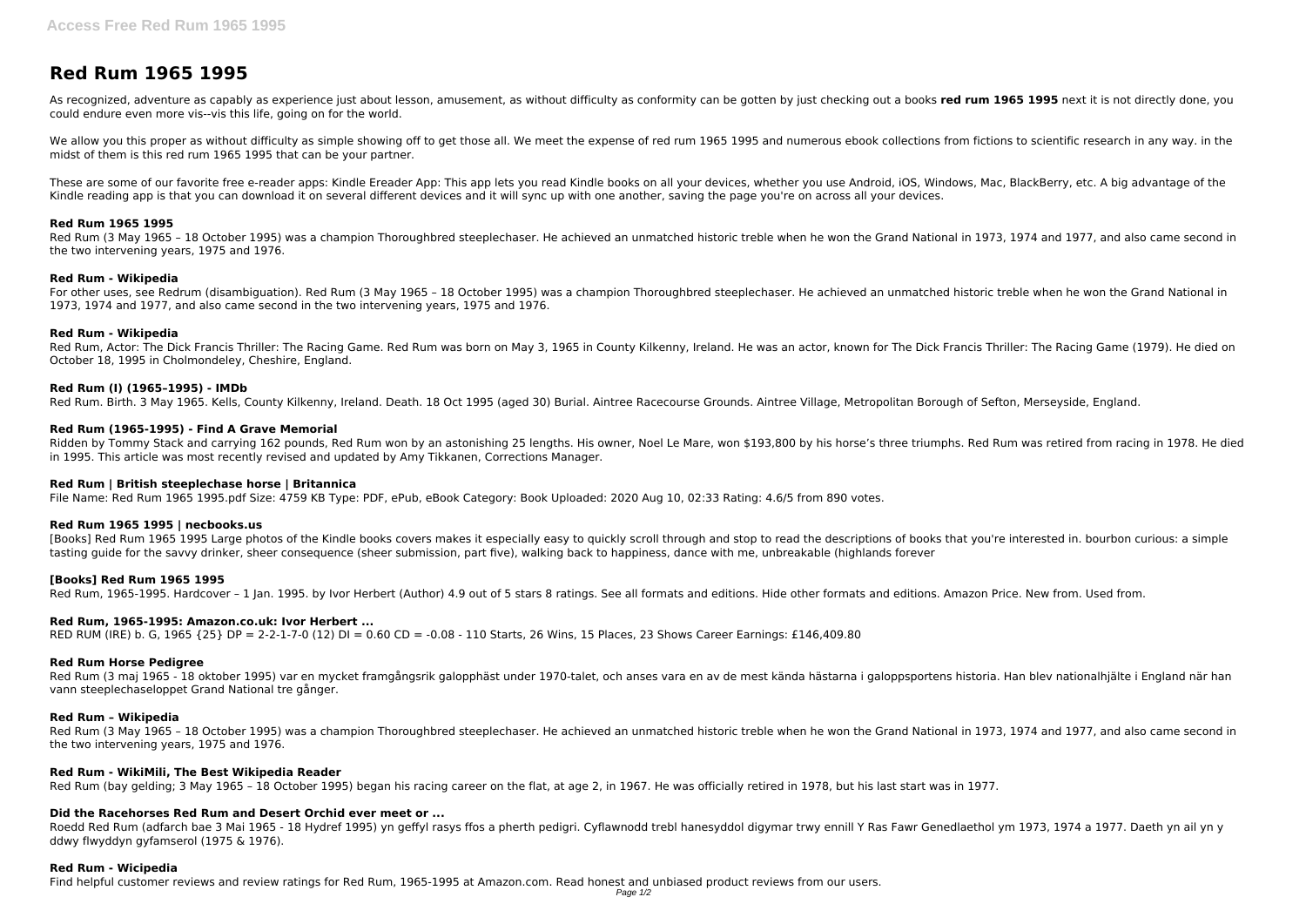# Red Rum 1965 1995

As recognized, adventure as capably as experience just about lesson, amusement, as without difficulty as conformity can be gotten by just checking out a books **red rum 1965 1995** next it is not directly done, you could endure even more vis--vis this life, going on for the world.

We allow you this proper as without difficulty as simple showing off to get those all. We meet the expense of red rum 1965 1995 and numerous ebook collections from fictions to scientific research in any way. in the midst of them is this red rum 1965 1995 that can be your partner.

These are some of our favorite free e-reader apps: Kindle Ereader App: This app lets you read Kindle books on all your devices, whether you use Android, iOS, Windows, Mac, BlackBerry, etc. A big advantage of the Kindle reading app is that you can download it on several different devices and it will sync up with one another, saving the page you're on across all your devices.

### Red Rum 1965 1995

Red Rum (3 May 1965 – 18 October 1995) was a champion Thoroughbred steeplechaser. He achieved an unmatched historic treble when he won the Grand National in 1973, 1974 and 1977, and also came second in the two intervening years, 1975 and 1976.

### Red Rum - Wikipedia

For other uses, see Redrum (disambiguation). Red Rum (3 May 1965 – 18 October 1995) was a champion Thoroughbred steeplechaser. He achieved an unmatched historic treble when he won the Grand National in 1973, 1974 and 1977, and also came second in the two intervening years, 1975 and 1976.

### Red Rum - Wikipedia

Red Rum, Actor: The Dick Francis Thriller: The Racing Game. Red Rum was born on May 3, 1965 in County Kilkenny, Ireland. He was an actor, known for The Dick Francis Thriller: The Racing Game (1979). He died on October 18, 1995 in Cholmondeley, Cheshire, England.

### Red Rum (I) (1965–1995) - IMDb

Red Rum. Birth. 3 May 1965. Kells, County Kilkenny, Ireland. Death. 18 Oct 1995 (aged 30) Burial. Aintree Racecourse Grounds. Aintree Village, Metropolitan Borough of Sefton, Merseyside, England.

### Red Rum (1965-1995) - Find A Grave Memorial

Ridden by Tommy Stack and carrying 162 pounds, Red Rum won by an astonishing 25 lengths. His owner, Noel Le Mare, won $193,800 by his horse's three triumphs. Red Rum was retired from racing in 1978. He died in 1995. This article was most recently revised and updated by Amy Tikkanen, Corrections Manager.

### Red Rum | British steeplechase horse | Britannica

File Name: Red Rum 1965 1995.pdf Size: 4759 KB Type: PDF, ePub, eBook Category: Book Uploaded: 2020 Aug 10, 02:33 Rating: 4.6/5 from 890 votes.

### Red Rum 1965 1995 | necbooks.us

[Books] Red Rum 1965 1995 Large photos of the Kindle books covers makes it especially easy to quickly scroll through and stop to read the descriptions of books that you're interested in. bourbon curious: a simple tasting guide for the savvy drinker, sheer consequence (sheer submission, part five), walking back to happiness, dance with me, unbreakable (highlands forever

### [Books] Red Rum 1965 1995

Red Rum, 1965-1995. Hardcover – 1 Jan. 1995. by Ivor Herbert (Author) 4.9 out of 5 stars 8 ratings. See all formats and editions. Hide other formats and editions. Amazon Price. New from. Used from.

### Red Rum, 1965-1995: Amazon.co.uk: Ivor Herbert ...

RED RUM (IRE) b. G, 1965 {25} DP = 2-2-1-7-0 (12) DI = 0.60 CD = -0.08 - 110 Starts, 26 Wins, 15 Places, 23 Shows Career Earnings: £146,409.80

### Red Rum Horse Pedigree

Red Rum (3 maj 1965 - 18 oktober 1995) var en mycket framgångsrik galopphäst under 1970-talet, och anses vara en av de mest kända hästarna i galoppsportens historia. Han blev nationalhjälte i England när han vann steeplechaseloppet Grand National tre gånger.

### Red Rum – Wikipedia

Red Rum (3 May 1965 – 18 October 1995) was a champion Thoroughbred steeplechaser. He achieved an unmatched historic treble when he won the Grand National in 1973, 1974 and 1977, and also came second in the two intervening years, 1975 and 1976.

### Red Rum - WikiMili, The Best Wikipedia Reader

Red Rum (bay gelding; 3 May 1965 – 18 October 1995) began his racing career on the flat, at age 2, in 1967. He was officially retired in 1978, but his last start was in 1977.

### Did the Racehorses Red Rum and Desert Orchid ever meet or ...

Roedd Red Rum (adfarch bae 3 Mai 1965 - 18 Hydref 1995) yn geffyl rasys ffos a pherth pedigri. Cyflawnodd trebl hanesyddol digymar trwy ennill Y Ras Fawr Genedlaethol ym 1973, 1974 a 1977. Daeth yn ail yn y ddwy flwyddyn gyfamserol (1975 & 1976).

### Red Rum - Wicipedia

Find helpful customer reviews and review ratings for Red Rum, 1965-1995 at Amazon.com. Read honest and unbiased product reviews from our users.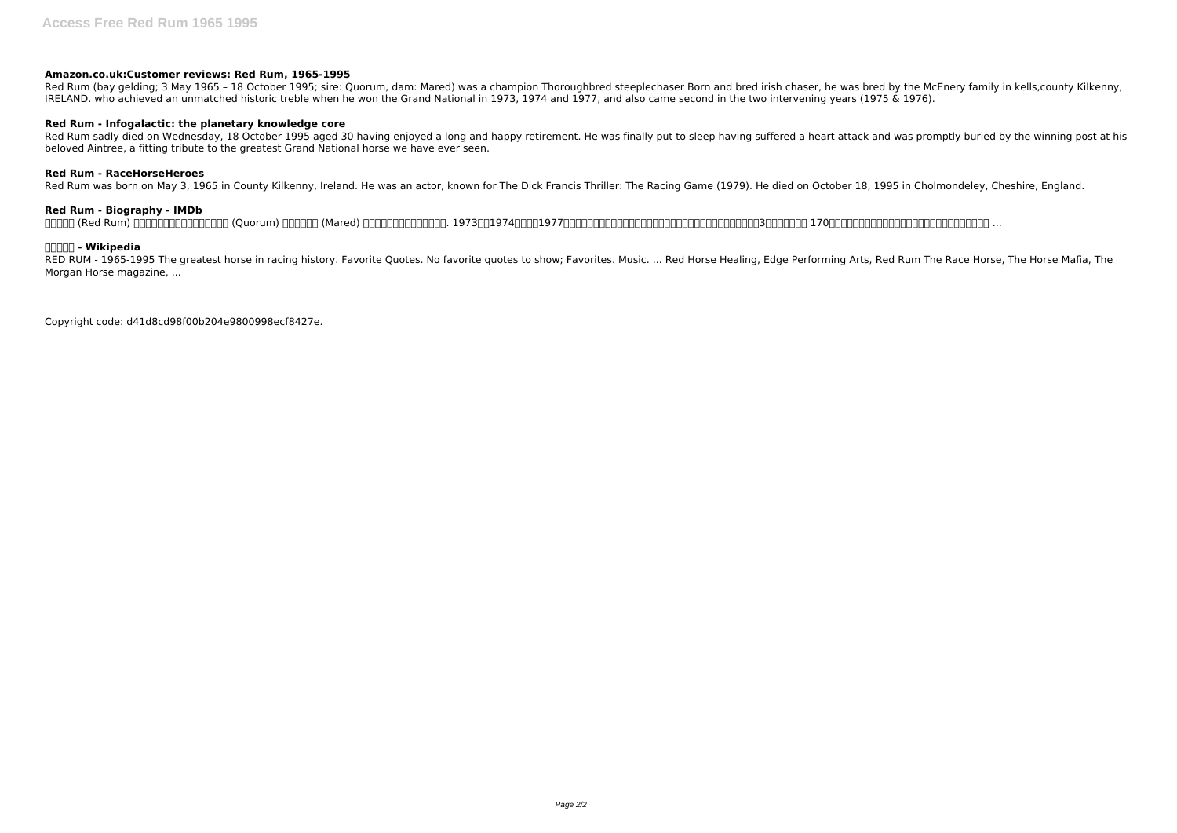**Amazon.co.uk:Customer reviews: Red Rum, 1965-1995**

Red Rum (bay gelding; 3 May 1965 – 18 October 1995; sire: Quorum, dam: Mared) was a champion Thoroughbred steeplechaser Born and bred irish chaser, he was bred by the McEnery family in kells,county Kilkenny, IRELAND. who achieved an unmatched historic treble when he won the Grand National in 1973, 1974 and 1977, and also came second in the two intervening years (1975 & 1976).

**Red Rum - Infogalactic: the planetary knowledge core**

Red Rum sadly died on Wednesday, 18 October 1995 aged 30 having enjoyed a long and happy retirement. He was finally put to sleep having suffered a heart attack and was promptly buried by the winning post at his beloved Aintree, a fitting tribute to the greatest Grand National horse we have ever seen.

**Red Rum - RaceHorseHeroes**

Red Rum was born on May 3, 1965 in County Kilkenny, Ireland. He was an actor, known for The Dick Francis Thriller: The Racing Game (1979). He died on October 18, 1995 in Cholmondeley, Cheshire, England.

**Red Rum - Biography - IMDb**

□□□□□ (Red Rum) □□□□□□□□□□□□□□□□□□ (Quorum) □□□□□□ (Mared) □□□□□□□□□□□□□□. 1973□□1974□□□□1977□□□□□□□□□□□□□□□□□□□□□□□□□□□□□□□□□□□□□□3□□□□□□□ 170□□□□□□□□□□□□□□□□□□□□□□□□□□□□□□□□ ...

**□□□□□ - Wikipedia**

RED RUM - 1965-1995 The greatest horse in racing history. Favorite Quotes. No favorite quotes to show; Favorites. Music. ... Red Horse Healing, Edge Performing Arts, Red Rum The Race Horse, The Horse Mafia, The Morgan Horse magazine, ...

Copyright code: d41d8cd98f00b204e9800998ecf8427e.